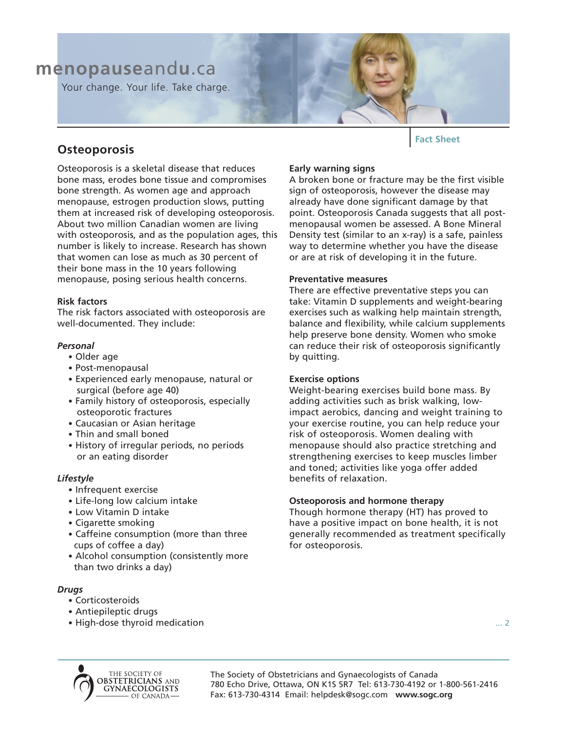menopauseandu.ca

Your change. Your life. Take charge.

Fact Sheet

# Osteoporosis

Osteoporosis is a skeletal disease that reduces bone mass, erodes bone tissue and compromises bone strength. As women age and approach menopause, estrogen production slows, putting them at increased risk of developing osteoporosis. About two million Canadian women are living with osteoporosis, and as the population ages, this number is likely to increase. Research has shown that women can lose as much as 30 percent of their bone mass in the 10 years following menopause, posing serious health concerns.

**Risk factors**

The risk factors associated with osteoporosis are well-documented. They include:

***Personal***

- Older age
- Post-menopausal
- Experienced early menopause, natural or surgical (before age 40)
- Family history of osteoporosis, especially osteoporotic fractures
- Caucasian or Asian heritage
- Thin and small boned
- History of irregular periods, no periods or an eating disorder

***Lifestyle***

- Infrequent exercise
- Life-long low calcium intake
- Low Vitamin D intake
- Cigarette smoking
- Caffeine consumption (more than three cups of coffee a day)
- Alcohol consumption (consistently more than two drinks a day)

***Drugs***

- Corticosteroids
- Antiepileptic drugs
- High-dose thyroid medication

**Early warning signs**

A broken bone or fracture may be the first visible sign of osteoporosis, however the disease may already have done significant damage by that point. Osteoporosis Canada suggests that all post-menopausal women be assessed. A Bone Mineral Density test (similar to an x-ray) is a safe, painless way to determine whether you have the disease or are at risk of developing it in the future.

**Preventative measures**

There are effective preventative steps you can take: Vitamin D supplements and weight-bearing exercises such as walking help maintain strength, balance and flexibility, while calcium supplements help preserve bone density. Women who smoke can reduce their risk of osteoporosis significantly by quitting.

**Exercise options**

Weight-bearing exercises build bone mass. By adding activities such as brisk walking, low-impact aerobics, dancing and weight training to your exercise routine, you can help reduce your risk of osteoporosis. Women dealing with menopause should also practice stretching and strengthening exercises to keep muscles limber and toned; activities like yoga offer added benefits of relaxation.

**Osteoporosis and hormone therapy**

Though hormone therapy (HT) has proved to have a positive impact on bone health, it is not generally recommended as treatment specifically for osteoporosis.

... 2

The Society of Obstetricians and Gynaecologists of Canada
780 Echo Drive, Ottawa, ON K1S 5R7 Tel: 613-730-4192 or 1-800-561-2416
Fax: 613-730-4314 Email: helpdesk@sogc.com **www.sogc.org**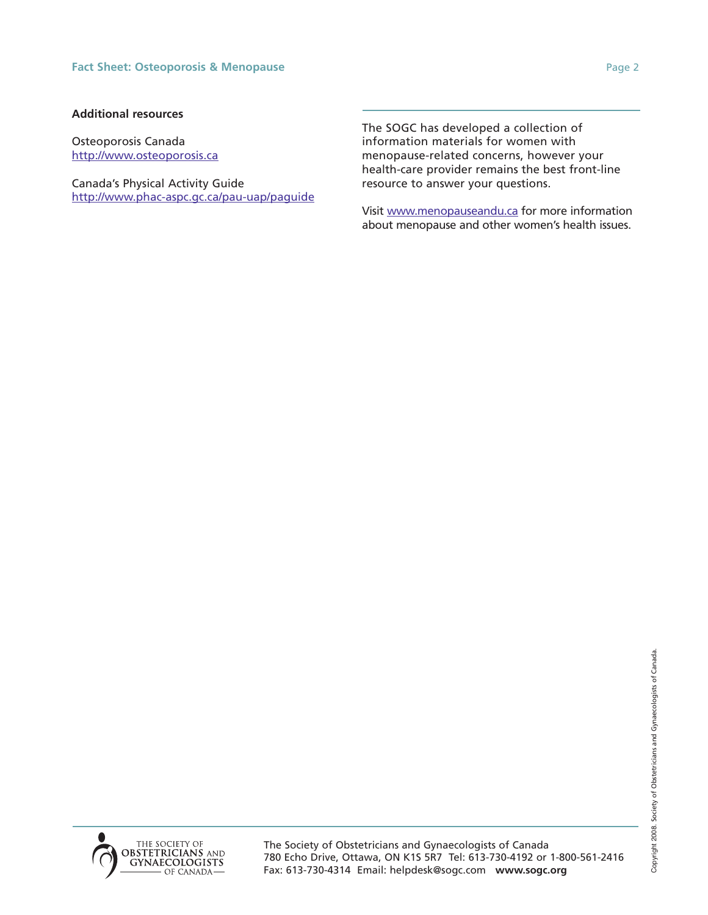**Additional resources**

Osteoporosis Canada
http://www.osteoporosis.ca

Canada's Physical Activity Guide
http://www.phac-aspc.gc.ca/pau-uap/paguide

The SOGC has developed a collection of information materials for women with menopause-related concerns, however your health-care provider remains the best front-line resource to answer your questions.

Visit www.menopauseandu.ca for more information about menopause and other women's health issues.

The Society of Obstetricians and Gynaecologists of Canada
780 Echo Drive, Ottawa, ON K1S 5R7 Tel: 613-730-4192 or 1-800-561-2416
Fax: 613-730-4314 Email: helpdesk@sogc.com **www.sogc.org**

Copyright 2008. Society of Obstetricians and Gynaecologists of Canada.